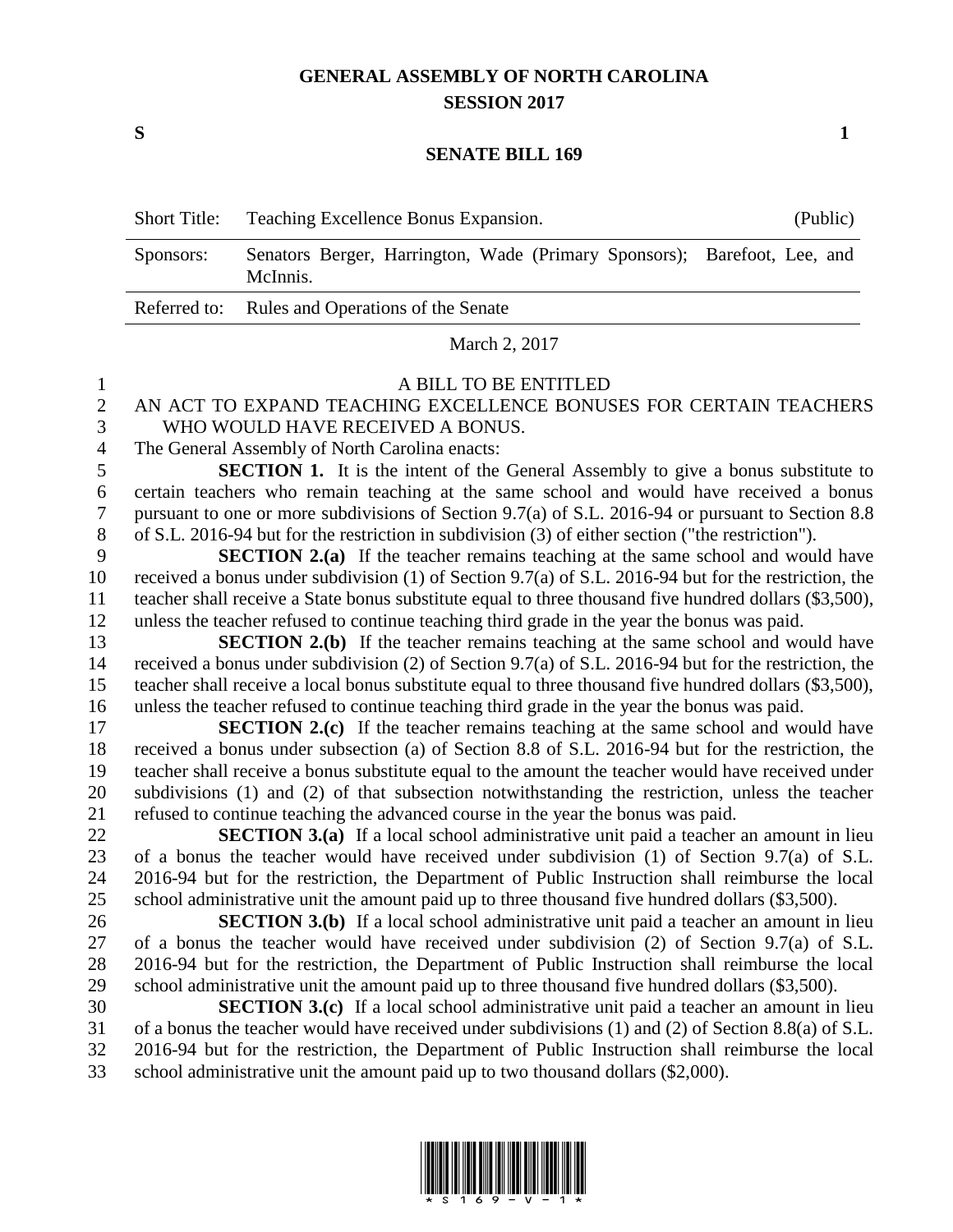# GENERAL ASSEMBLY OF NORTH CAROLINA
## SESSION 2017

**S** **1**

## SENATE BILL 169

| | | |
|---|---|---|
| Short Title: | Teaching Excellence Bonus Expansion. | (Public) |
| Sponsors: | Senators Berger, Harrington, Wade (Primary Sponsors); Barefoot, Lee, and McInnis. | |
| Referred to: | Rules and Operations of the Senate | |

March 2, 2017

A BILL TO BE ENTITLED

AN ACT TO EXPAND TEACHING EXCELLENCE BONUSES FOR CERTAIN TEACHERS WHO WOULD HAVE RECEIVED A BONUS.

The General Assembly of North Carolina enacts:

**SECTION 1.** It is the intent of the General Assembly to give a bonus substitute to certain teachers who remain teaching at the same school and would have received a bonus pursuant to one or more subdivisions of Section 9.7(a) of S.L. 2016-94 or pursuant to Section 8.8 of S.L. 2016-94 but for the restriction in subdivision (3) of either section ("the restriction").

**SECTION 2.(a)** If the teacher remains teaching at the same school and would have received a bonus under subdivision (1) of Section 9.7(a) of S.L. 2016-94 but for the restriction, the teacher shall receive a State bonus substitute equal to three thousand five hundred dollars ($3,500), unless the teacher refused to continue teaching third grade in the year the bonus was paid.

**SECTION 2.(b)** If the teacher remains teaching at the same school and would have received a bonus under subdivision (2) of Section 9.7(a) of S.L. 2016-94 but for the restriction, the teacher shall receive a local bonus substitute equal to three thousand five hundred dollars ($3,500), unless the teacher refused to continue teaching third grade in the year the bonus was paid.

**SECTION 2.(c)** If the teacher remains teaching at the same school and would have received a bonus under subsection (a) of Section 8.8 of S.L. 2016-94 but for the restriction, the teacher shall receive a bonus substitute equal to the amount the teacher would have received under subdivisions (1) and (2) of that subsection notwithstanding the restriction, unless the teacher refused to continue teaching the advanced course in the year the bonus was paid.

**SECTION 3.(a)** If a local school administrative unit paid a teacher an amount in lieu of a bonus the teacher would have received under subdivision (1) of Section 9.7(a) of S.L. 2016-94 but for the restriction, the Department of Public Instruction shall reimburse the local school administrative unit the amount paid up to three thousand five hundred dollars ($3,500).

**SECTION 3.(b)** If a local school administrative unit paid a teacher an amount in lieu of a bonus the teacher would have received under subdivision (2) of Section 9.7(a) of S.L. 2016-94 but for the restriction, the Department of Public Instruction shall reimburse the local school administrative unit the amount paid up to three thousand five hundred dollars ($3,500).

**SECTION 3.(c)** If a local school administrative unit paid a teacher an amount in lieu of a bonus the teacher would have received under subdivisions (1) and (2) of Section 8.8(a) of S.L. 2016-94 but for the restriction, the Department of Public Instruction shall reimburse the local school administrative unit the amount paid up to two thousand dollars ($2,000).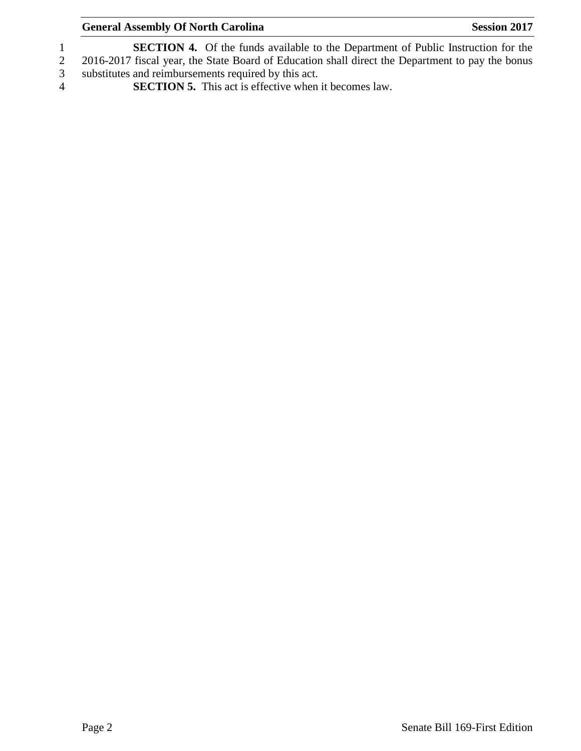**SECTION 4.** Of the funds available to the Department of Public Instruction for the 2016-2017 fiscal year, the State Board of Education shall direct the Department to pay the bonus substitutes and reimbursements required by this act.

**SECTION 5.** This act is effective when it becomes law.